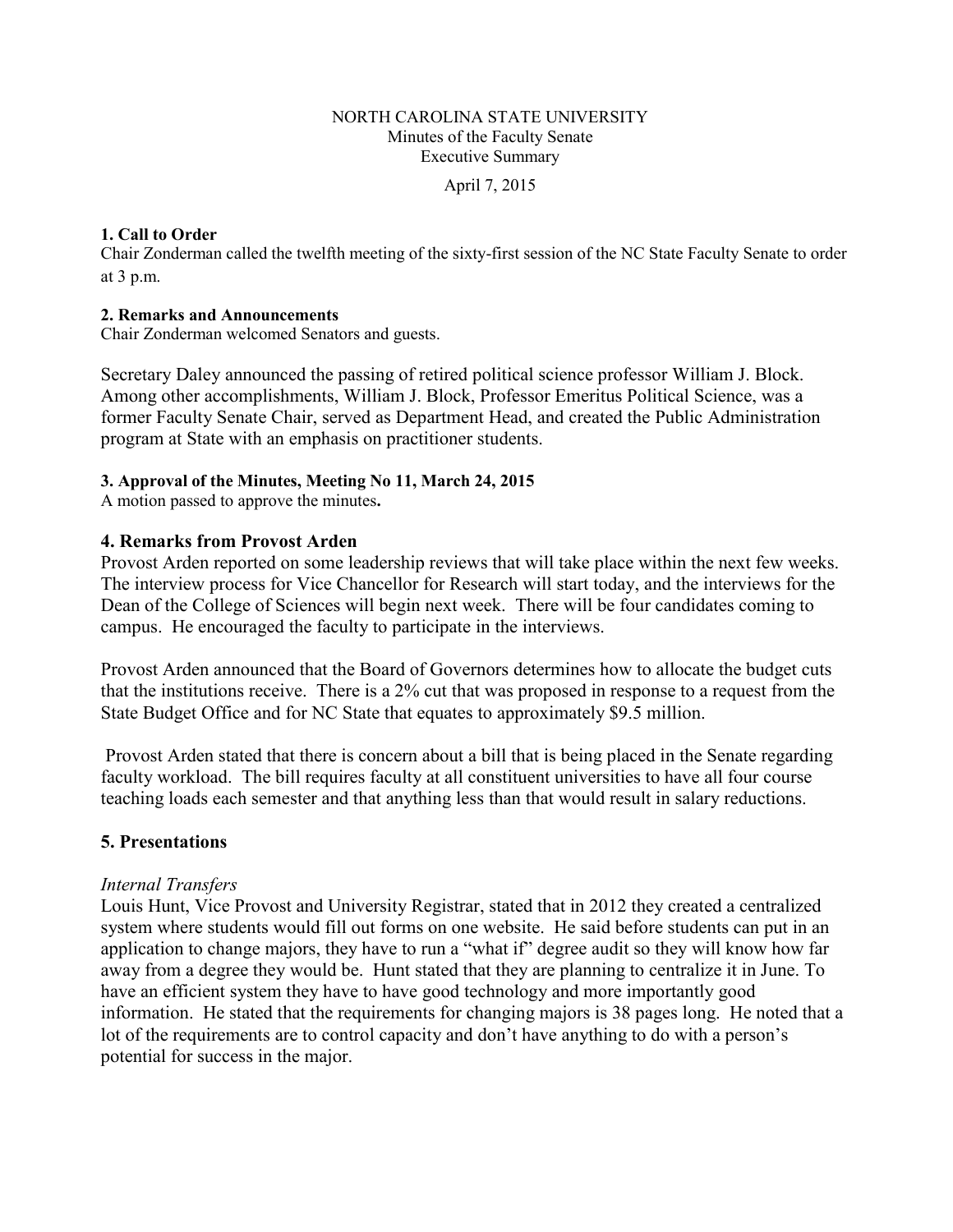NORTH CAROLINA STATE UNIVERSITY
Minutes of the Faculty Senate
Executive Summary

April 7, 2015

**1. Call to Order**

Chair Zonderman called the twelfth meeting of the sixty-first session of the NC State Faculty Senate to order at 3 p.m.

**2. Remarks and Announcements**

Chair Zonderman welcomed Senators and guests.

Secretary Daley announced the passing of retired political science professor William J. Block. Among other accomplishments, William J. Block, Professor Emeritus Political Science, was a former Faculty Senate Chair, served as Department Head, and created the Public Administration program at State with an emphasis on practitioner students.

**3. Approval of the Minutes, Meeting No 11, March 24, 2015**

A motion passed to approve the minutes**.**

## 4. Remarks from Provost Arden

Provost Arden reported on some leadership reviews that will take place within the next few weeks. The interview process for Vice Chancellor for Research will start today, and the interviews for the Dean of the College of Sciences will begin next week. There will be four candidates coming to campus. He encouraged the faculty to participate in the interviews.

Provost Arden announced that the Board of Governors determines how to allocate the budget cuts that the institutions receive. There is a 2% cut that was proposed in response to a request from the State Budget Office and for NC State that equates to approximately $9.5 million.

Provost Arden stated that there is concern about a bill that is being placed in the Senate regarding faculty workload. The bill requires faculty at all constituent universities to have all four course teaching loads each semester and that anything less than that would result in salary reductions.

## 5. Presentations

*Internal Transfers*

Louis Hunt, Vice Provost and University Registrar, stated that in 2012 they created a centralized system where students would fill out forms on one website. He said before students can put in an application to change majors, they have to run a "what if" degree audit so they will know how far away from a degree they would be. Hunt stated that they are planning to centralize it in June. To have an efficient system they have to have good technology and more importantly good information. He stated that the requirements for changing majors is 38 pages long. He noted that a lot of the requirements are to control capacity and don't have anything to do with a person's potential for success in the major.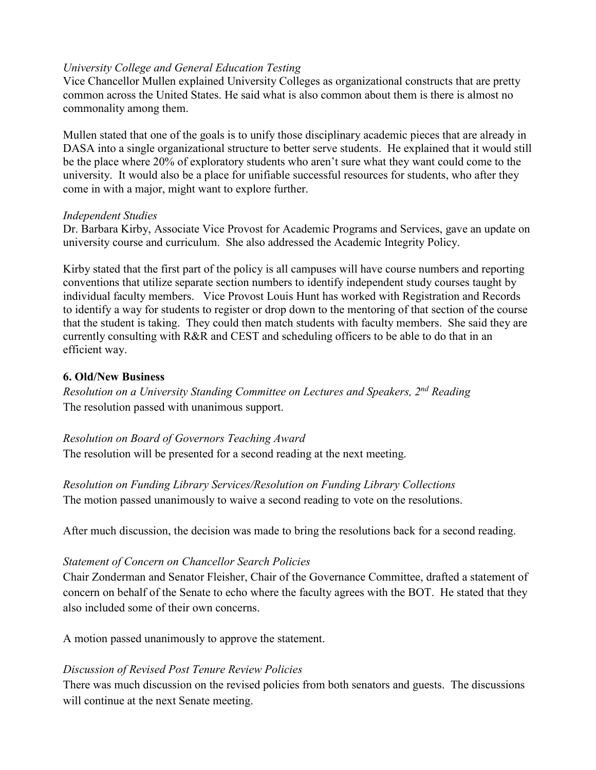*University College and General Education Testing*
Vice Chancellor Mullen explained University Colleges as organizational constructs that are pretty common across the United States. He said what is also common about them is there is almost no commonality among them.

Mullen stated that one of the goals is to unify those disciplinary academic pieces that are already in DASA into a single organizational structure to better serve students. He explained that it would still be the place where 20% of exploratory students who aren't sure what they want could come to the university. It would also be a place for unifiable successful resources for students, who after they come in with a major, might want to explore further.

*Independent Studies*
Dr. Barbara Kirby, Associate Vice Provost for Academic Programs and Services, gave an update on university course and curriculum. She also addressed the Academic Integrity Policy.

Kirby stated that the first part of the policy is all campuses will have course numbers and reporting conventions that utilize separate section numbers to identify independent study courses taught by individual faculty members. Vice Provost Louis Hunt has worked with Registration and Records to identify a way for students to register or drop down to the mentoring of that section of the course that the student is taking. They could then match students with faculty members. She said they are currently consulting with R&R and CEST and scheduling officers to be able to do that in an efficient way.

**6. Old/New Business**

*Resolution on a University Standing Committee on Lectures and Speakers, 2nd Reading*
The resolution passed with unanimous support.

*Resolution on Board of Governors Teaching Award*
The resolution will be presented for a second reading at the next meeting.

*Resolution on Funding Library Services/Resolution on Funding Library Collections*
The motion passed unanimously to waive a second reading to vote on the resolutions.

After much discussion, the decision was made to bring the resolutions back for a second reading.

*Statement of Concern on Chancellor Search Policies*
Chair Zonderman and Senator Fleisher, Chair of the Governance Committee, drafted a statement of concern on behalf of the Senate to echo where the faculty agrees with the BOT. He stated that they also included some of their own concerns.

A motion passed unanimously to approve the statement.

*Discussion of Revised Post Tenure Review Policies*
There was much discussion on the revised policies from both senators and guests. The discussions will continue at the next Senate meeting.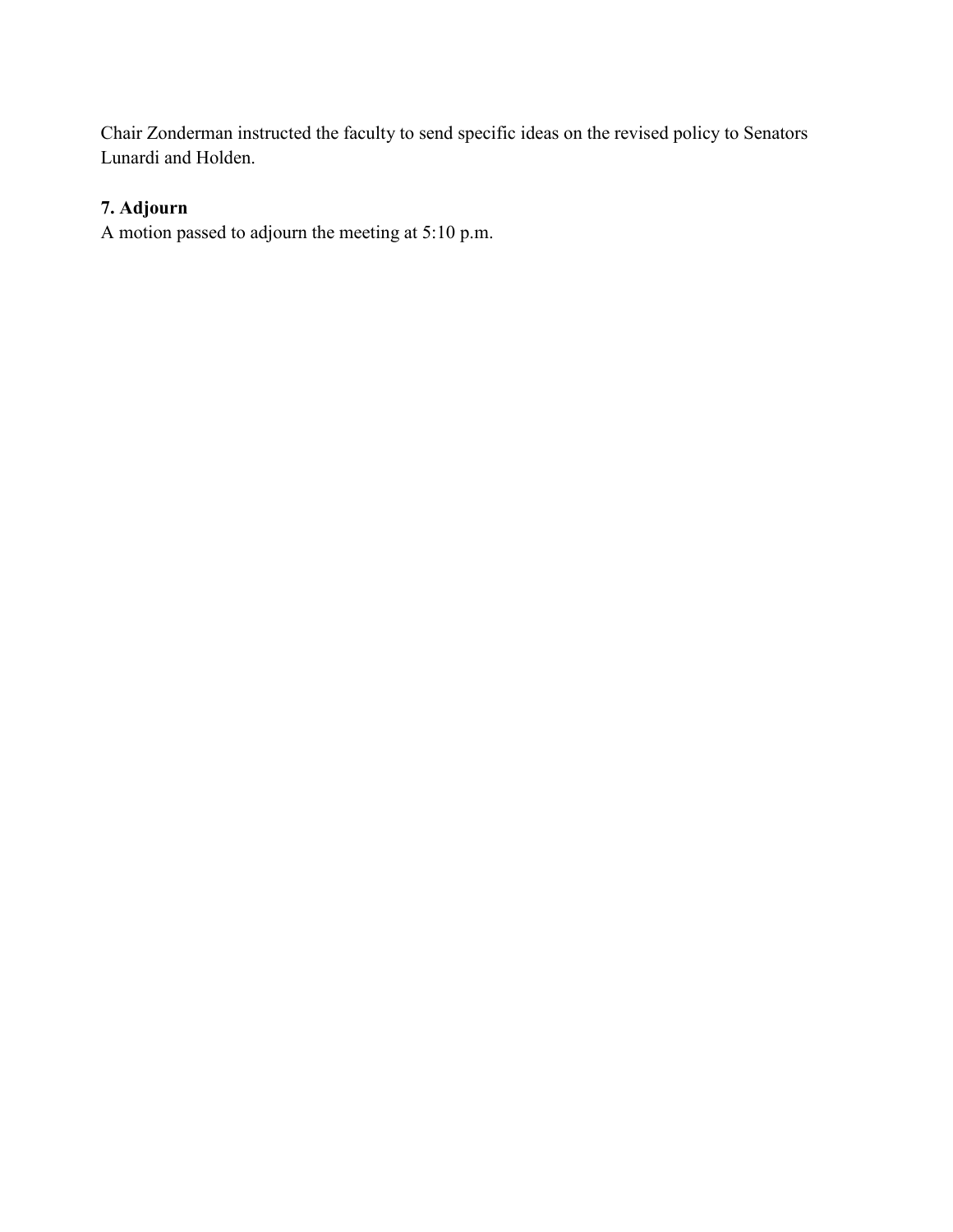Chair Zonderman instructed the faculty to send specific ideas on the revised policy to Senators Lunardi and Holden.

**7. Adjourn**

A motion passed to adjourn the meeting at 5:10 p.m.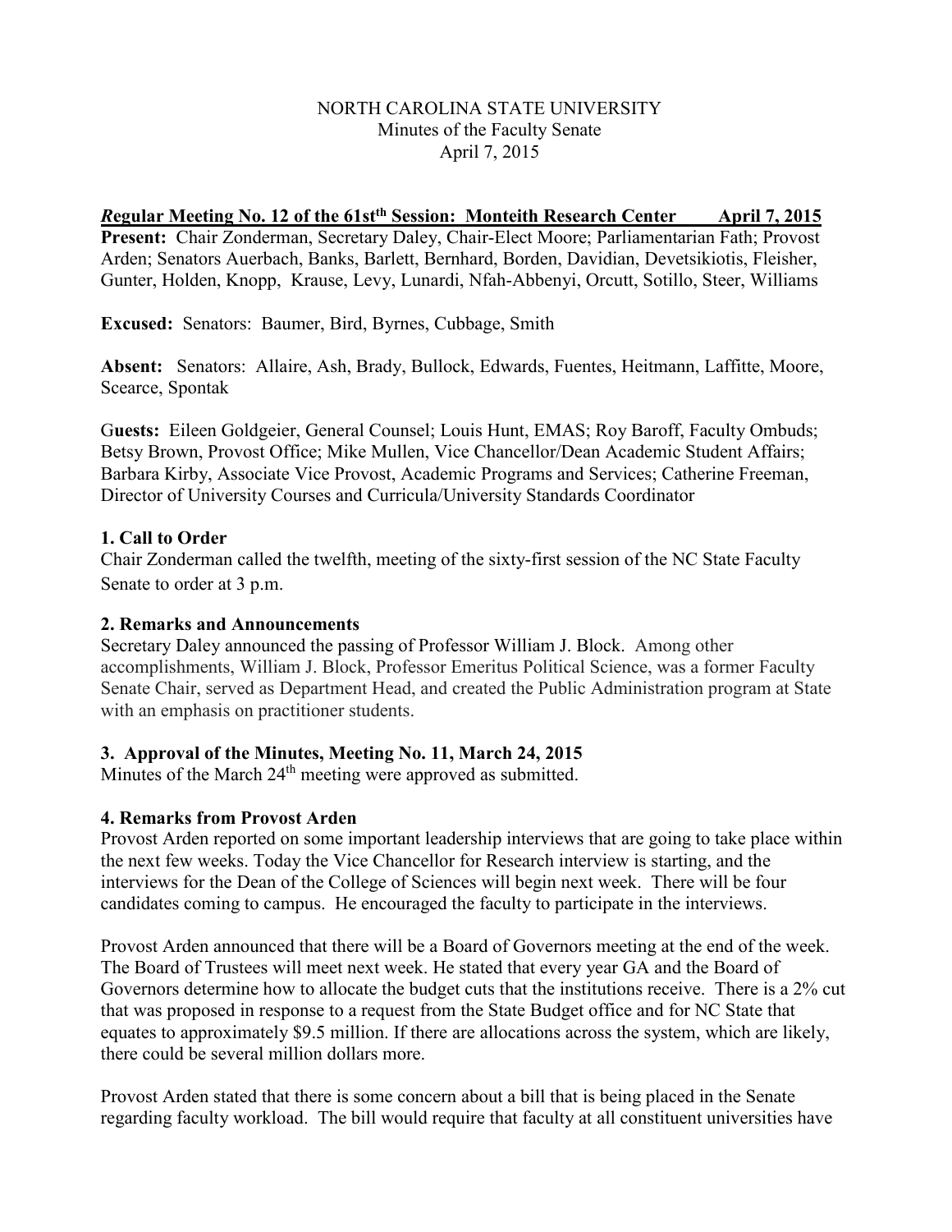NORTH CAROLINA STATE UNIVERSITY
Minutes of the Faculty Senate
April 7, 2015

***R*egular Meeting No. 12 of the 61st[th] Session: Monteith Research Center April 7, 2015**

**Present:** Chair Zonderman, Secretary Daley, Chair-Elect Moore; Parliamentarian Fath; Provost Arden; Senators Auerbach, Banks, Barlett, Bernhard, Borden, Davidian, Devetsikiotis, Fleisher, Gunter, Holden, Knopp, Krause, Levy, Lunardi, Nfah-Abbenyi, Orcutt, Sotillo, Steer, Williams

**Excused:** Senators: Baumer, Bird, Byrnes, Cubbage, Smith

**Absent:** Senators: Allaire, Ash, Brady, Bullock, Edwards, Fuentes, Heitmann, Laffitte, Moore, Scearce, Spontak

G**uests:** Eileen Goldgeier, General Counsel; Louis Hunt, EMAS; Roy Baroff, Faculty Ombuds; Betsy Brown, Provost Office; Mike Mullen, Vice Chancellor/Dean Academic Student Affairs; Barbara Kirby, Associate Vice Provost, Academic Programs and Services; Catherine Freeman, Director of University Courses and Curricula/University Standards Coordinator

**1. Call to Order**

Chair Zonderman called the twelfth, meeting of the sixty-first session of the NC State Faculty Senate to order at 3 p.m.

**2. Remarks and Announcements**

Secretary Daley announced the passing of Professor William J. Block. Among other accomplishments, William J. Block, Professor Emeritus Political Science, was a former Faculty Senate Chair, served as Department Head, and created the Public Administration program at State with an emphasis on practitioner students.

**3. Approval of the Minutes, Meeting No. 11, March 24, 2015**

Minutes of the March 24[th] meeting were approved as submitted.

**4. Remarks from Provost Arden**

Provost Arden reported on some important leadership interviews that are going to take place within the next few weeks. Today the Vice Chancellor for Research interview is starting, and the interviews for the Dean of the College of Sciences will begin next week. There will be four candidates coming to campus. He encouraged the faculty to participate in the interviews.

Provost Arden announced that there will be a Board of Governors meeting at the end of the week. The Board of Trustees will meet next week. He stated that every year GA and the Board of Governors determine how to allocate the budget cuts that the institutions receive. There is a 2% cut that was proposed in response to a request from the State Budget office and for NC State that equates to approximately $9.5 million. If there are allocations across the system, which are likely, there could be several million dollars more.

Provost Arden stated that there is some concern about a bill that is being placed in the Senate regarding faculty workload. The bill would require that faculty at all constituent universities have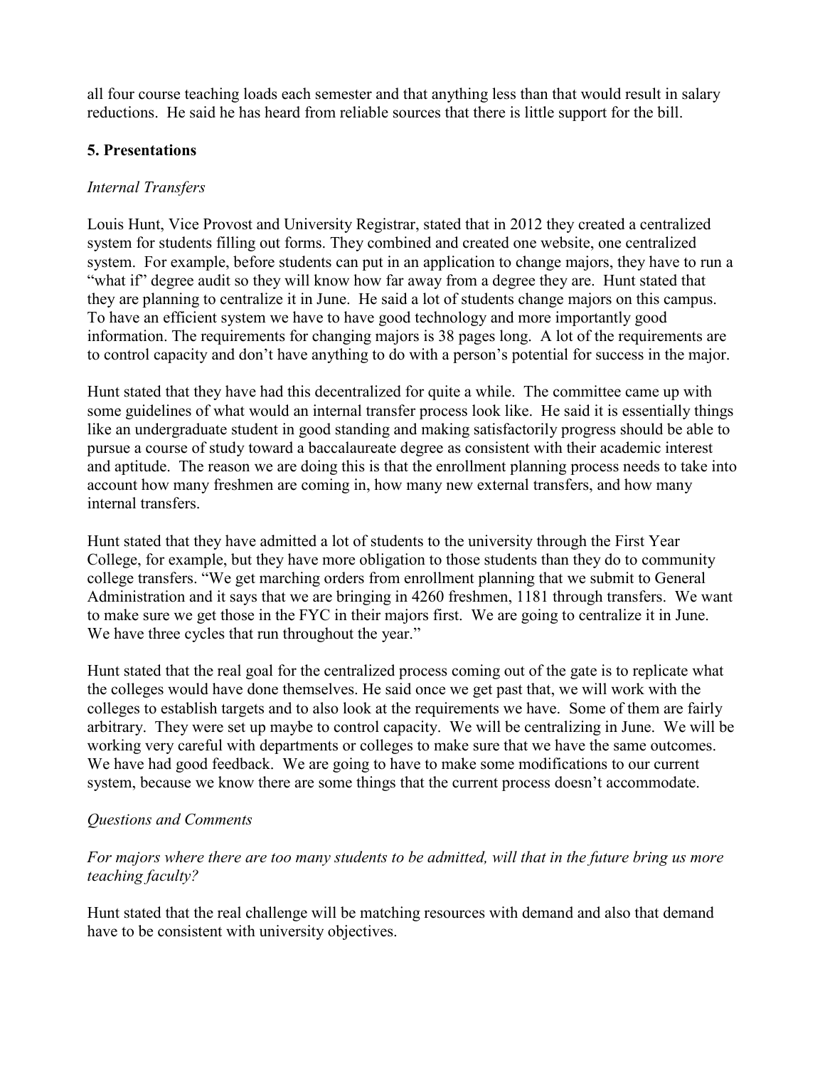all four course teaching loads each semester and that anything less than that would result in salary reductions. He said he has heard from reliable sources that there is little support for the bill.

**5. Presentations**

*Internal Transfers*

Louis Hunt, Vice Provost and University Registrar, stated that in 2012 they created a centralized system for students filling out forms. They combined and created one website, one centralized system. For example, before students can put in an application to change majors, they have to run a "what if" degree audit so they will know how far away from a degree they are. Hunt stated that they are planning to centralize it in June. He said a lot of students change majors on this campus. To have an efficient system we have to have good technology and more importantly good information. The requirements for changing majors is 38 pages long. A lot of the requirements are to control capacity and don't have anything to do with a person's potential for success in the major.

Hunt stated that they have had this decentralized for quite a while. The committee came up with some guidelines of what would an internal transfer process look like. He said it is essentially things like an undergraduate student in good standing and making satisfactorily progress should be able to pursue a course of study toward a baccalaureate degree as consistent with their academic interest and aptitude. The reason we are doing this is that the enrollment planning process needs to take into account how many freshmen are coming in, how many new external transfers, and how many internal transfers.

Hunt stated that they have admitted a lot of students to the university through the First Year College, for example, but they have more obligation to those students than they do to community college transfers. "We get marching orders from enrollment planning that we submit to General Administration and it says that we are bringing in 4260 freshmen, 1181 through transfers. We want to make sure we get those in the FYC in their majors first. We are going to centralize it in June. We have three cycles that run throughout the year."

Hunt stated that the real goal for the centralized process coming out of the gate is to replicate what the colleges would have done themselves. He said once we get past that, we will work with the colleges to establish targets and to also look at the requirements we have. Some of them are fairly arbitrary. They were set up maybe to control capacity. We will be centralizing in June. We will be working very careful with departments or colleges to make sure that we have the same outcomes. We have had good feedback. We are going to have to make some modifications to our current system, because we know there are some things that the current process doesn't accommodate.

*Questions and Comments*

*For majors where there are too many students to be admitted, will that in the future bring us more teaching faculty?*

Hunt stated that the real challenge will be matching resources with demand and also that demand have to be consistent with university objectives.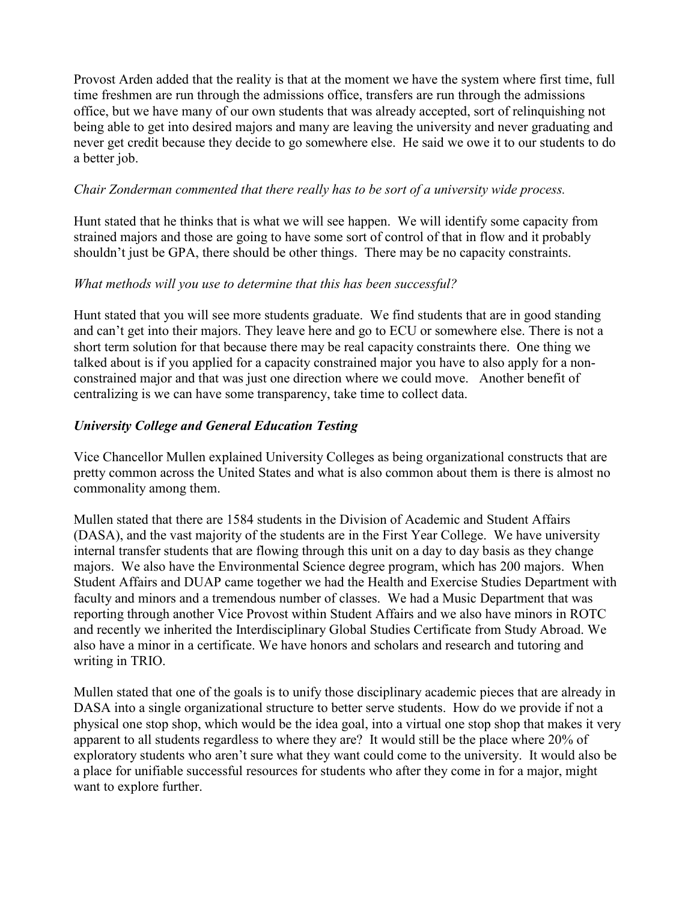Provost Arden added that the reality is that at the moment we have the system where first time, full time freshmen are run through the admissions office, transfers are run through the admissions office, but we have many of our own students that was already accepted, sort of relinquishing not being able to get into desired majors and many are leaving the university and never graduating and never get credit because they decide to go somewhere else. He said we owe it to our students to do a better job.

*Chair Zonderman commented that there really has to be sort of a university wide process.*

Hunt stated that he thinks that is what we will see happen. We will identify some capacity from strained majors and those are going to have some sort of control of that in flow and it probably shouldn't just be GPA, there should be other things. There may be no capacity constraints.

*What methods will you use to determine that this has been successful?*

Hunt stated that you will see more students graduate. We find students that are in good standing and can't get into their majors. They leave here and go to ECU or somewhere else. There is not a short term solution for that because there may be real capacity constraints there. One thing we talked about is if you applied for a capacity constrained major you have to also apply for a non-constrained major and that was just one direction where we could move. Another benefit of centralizing is we can have some transparency, take time to collect data.

***University College and General Education Testing***

Vice Chancellor Mullen explained University Colleges as being organizational constructs that are pretty common across the United States and what is also common about them is there is almost no commonality among them.

Mullen stated that there are 1584 students in the Division of Academic and Student Affairs (DASA), and the vast majority of the students are in the First Year College. We have university internal transfer students that are flowing through this unit on a day to day basis as they change majors. We also have the Environmental Science degree program, which has 200 majors. When Student Affairs and DUAP came together we had the Health and Exercise Studies Department with faculty and minors and a tremendous number of classes. We had a Music Department that was reporting through another Vice Provost within Student Affairs and we also have minors in ROTC and recently we inherited the Interdisciplinary Global Studies Certificate from Study Abroad. We also have a minor in a certificate. We have honors and scholars and research and tutoring and writing in TRIO.

Mullen stated that one of the goals is to unify those disciplinary academic pieces that are already in DASA into a single organizational structure to better serve students. How do we provide if not a physical one stop shop, which would be the idea goal, into a virtual one stop shop that makes it very apparent to all students regardless to where they are? It would still be the place where 20% of exploratory students who aren't sure what they want could come to the university. It would also be a place for unifiable successful resources for students who after they come in for a major, might want to explore further.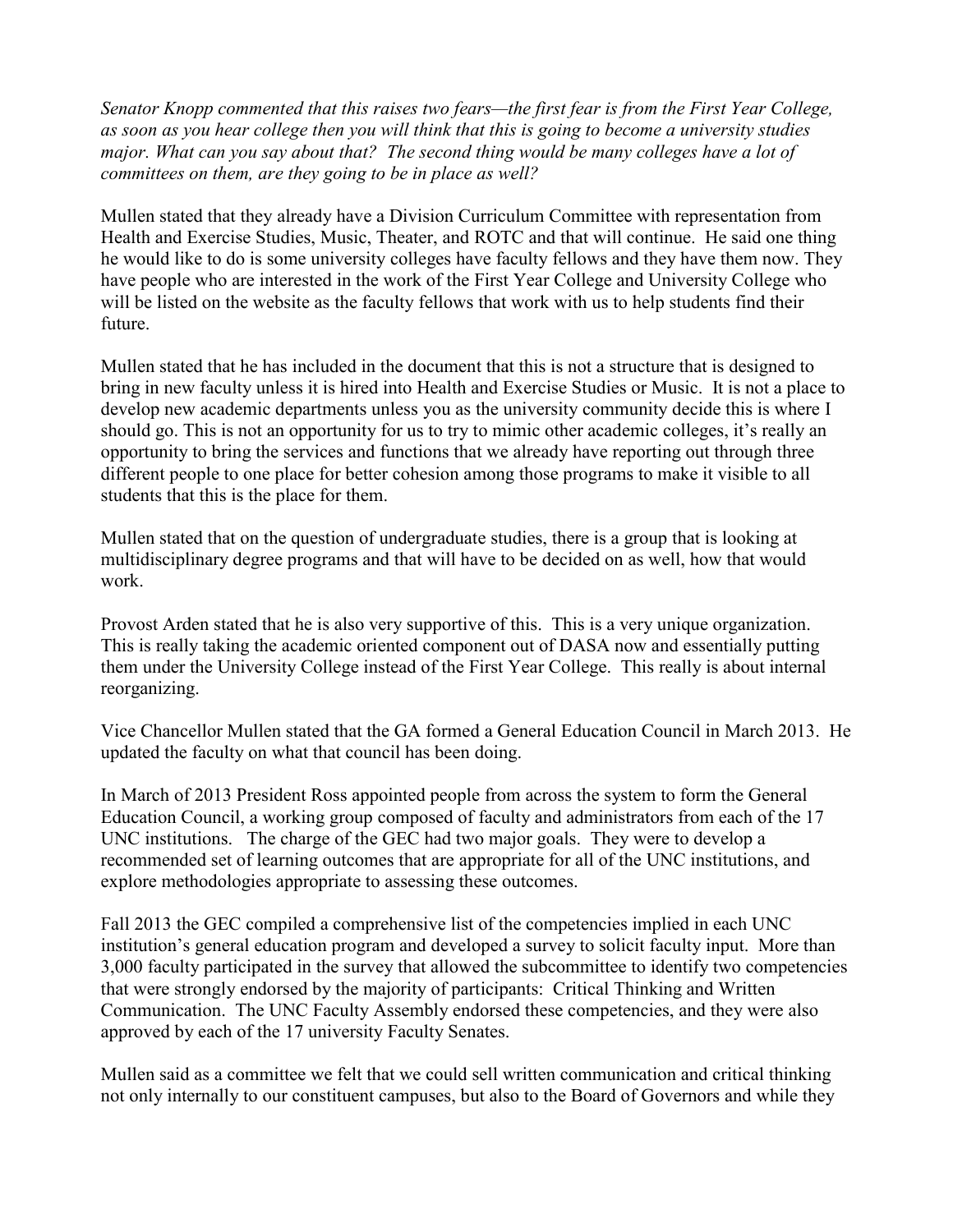*Senator Knopp commented that this raises two fears—the first fear is from the First Year College, as soon as you hear college then you will think that this is going to become a university studies major. What can you say about that? The second thing would be many colleges have a lot of committees on them, are they going to be in place as well?*

Mullen stated that they already have a Division Curriculum Committee with representation from Health and Exercise Studies, Music, Theater, and ROTC and that will continue. He said one thing he would like to do is some university colleges have faculty fellows and they have them now. They have people who are interested in the work of the First Year College and University College who will be listed on the website as the faculty fellows that work with us to help students find their future.

Mullen stated that he has included in the document that this is not a structure that is designed to bring in new faculty unless it is hired into Health and Exercise Studies or Music. It is not a place to develop new academic departments unless you as the university community decide this is where I should go. This is not an opportunity for us to try to mimic other academic colleges, it's really an opportunity to bring the services and functions that we already have reporting out through three different people to one place for better cohesion among those programs to make it visible to all students that this is the place for them.

Mullen stated that on the question of undergraduate studies, there is a group that is looking at multidisciplinary degree programs and that will have to be decided on as well, how that would work.

Provost Arden stated that he is also very supportive of this. This is a very unique organization. This is really taking the academic oriented component out of DASA now and essentially putting them under the University College instead of the First Year College. This really is about internal reorganizing.

Vice Chancellor Mullen stated that the GA formed a General Education Council in March 2013. He updated the faculty on what that council has been doing.

In March of 2013 President Ross appointed people from across the system to form the General Education Council, a working group composed of faculty and administrators from each of the 17 UNC institutions. The charge of the GEC had two major goals. They were to develop a recommended set of learning outcomes that are appropriate for all of the UNC institutions, and explore methodologies appropriate to assessing these outcomes.

Fall 2013 the GEC compiled a comprehensive list of the competencies implied in each UNC institution's general education program and developed a survey to solicit faculty input. More than 3,000 faculty participated in the survey that allowed the subcommittee to identify two competencies that were strongly endorsed by the majority of participants: Critical Thinking and Written Communication. The UNC Faculty Assembly endorsed these competencies, and they were also approved by each of the 17 university Faculty Senates.

Mullen said as a committee we felt that we could sell written communication and critical thinking not only internally to our constituent campuses, but also to the Board of Governors and while they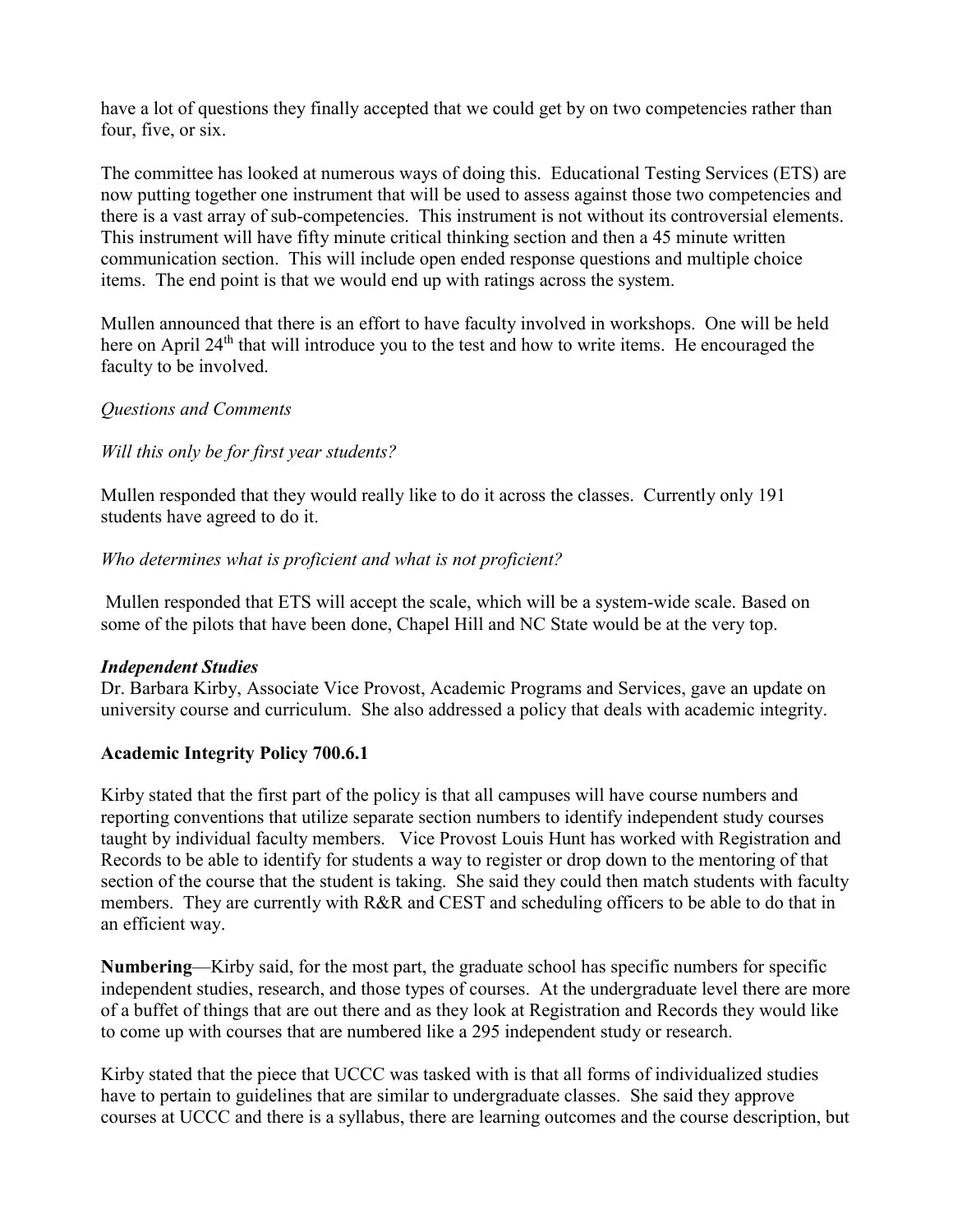have a lot of questions they finally accepted that we could get by on two competencies rather than four, five, or six.

The committee has looked at numerous ways of doing this. Educational Testing Services (ETS) are now putting together one instrument that will be used to assess against those two competencies and there is a vast array of sub-competencies. This instrument is not without its controversial elements. This instrument will have fifty minute critical thinking section and then a 45 minute written communication section. This will include open ended response questions and multiple choice items. The end point is that we would end up with ratings across the system.

Mullen announced that there is an effort to have faculty involved in workshops. One will be held here on April 24th that will introduce you to the test and how to write items. He encouraged the faculty to be involved.

*Questions and Comments*

*Will this only be for first year students?*

Mullen responded that they would really like to do it across the classes. Currently only 191 students have agreed to do it.

*Who determines what is proficient and what is not proficient?*

Mullen responded that ETS will accept the scale, which will be a system-wide scale. Based on some of the pilots that have been done, Chapel Hill and NC State would be at the very top.

***Independent Studies***
Dr. Barbara Kirby, Associate Vice Provost, Academic Programs and Services, gave an update on university course and curriculum. She also addressed a policy that deals with academic integrity.

**Academic Integrity Policy 700.6.1**

Kirby stated that the first part of the policy is that all campuses will have course numbers and reporting conventions that utilize separate section numbers to identify independent study courses taught by individual faculty members. Vice Provost Louis Hunt has worked with Registration and Records to be able to identify for students a way to register or drop down to the mentoring of that section of the course that the student is taking. She said they could then match students with faculty members. They are currently with R&R and CEST and scheduling officers to be able to do that in an efficient way.

**Numbering**—Kirby said, for the most part, the graduate school has specific numbers for specific independent studies, research, and those types of courses. At the undergraduate level there are more of a buffet of things that are out there and as they look at Registration and Records they would like to come up with courses that are numbered like a 295 independent study or research.

Kirby stated that the piece that UCCC was tasked with is that all forms of individualized studies have to pertain to guidelines that are similar to undergraduate classes. She said they approve courses at UCCC and there is a syllabus, there are learning outcomes and the course description, but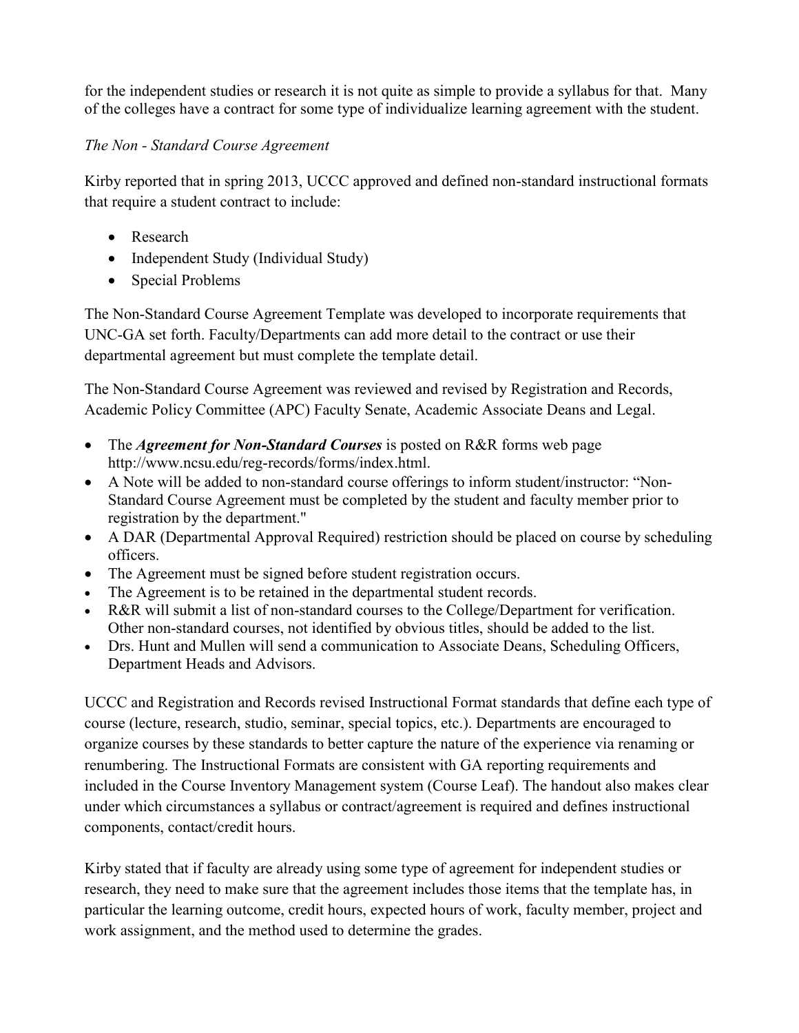for the independent studies or research it is not quite as simple to provide a syllabus for that. Many of the colleges have a contract for some type of individualize learning agreement with the student.

*The Non - Standard Course Agreement*

Kirby reported that in spring 2013, UCCC approved and defined non-standard instructional formats that require a student contract to include:

- Research
- Independent Study (Individual Study)
- Special Problems

The Non-Standard Course Agreement Template was developed to incorporate requirements that UNC-GA set forth. Faculty/Departments can add more detail to the contract or use their departmental agreement but must complete the template detail.

The Non-Standard Course Agreement was reviewed and revised by Registration and Records, Academic Policy Committee (APC) Faculty Senate, Academic Associate Deans and Legal.

- The ***Agreement for Non-Standard Courses*** is posted on R&R forms web page http://www.ncsu.edu/reg-records/forms/index.html.
- A Note will be added to non-standard course offerings to inform student/instructor: "Non-Standard Course Agreement must be completed by the student and faculty member prior to registration by the department."
- A DAR (Departmental Approval Required) restriction should be placed on course by scheduling officers.
- The Agreement must be signed before student registration occurs.
- The Agreement is to be retained in the departmental student records.
- R&R will submit a list of non-standard courses to the College/Department for verification. Other non-standard courses, not identified by obvious titles, should be added to the list.
- Drs. Hunt and Mullen will send a communication to Associate Deans, Scheduling Officers, Department Heads and Advisors.

UCCC and Registration and Records revised Instructional Format standards that define each type of course (lecture, research, studio, seminar, special topics, etc.). Departments are encouraged to organize courses by these standards to better capture the nature of the experience via renaming or renumbering. The Instructional Formats are consistent with GA reporting requirements and included in the Course Inventory Management system (Course Leaf). The handout also makes clear under which circumstances a syllabus or contract/agreement is required and defines instructional components, contact/credit hours.

Kirby stated that if faculty are already using some type of agreement for independent studies or research, they need to make sure that the agreement includes those items that the template has, in particular the learning outcome, credit hours, expected hours of work, faculty member, project and work assignment, and the method used to determine the grades.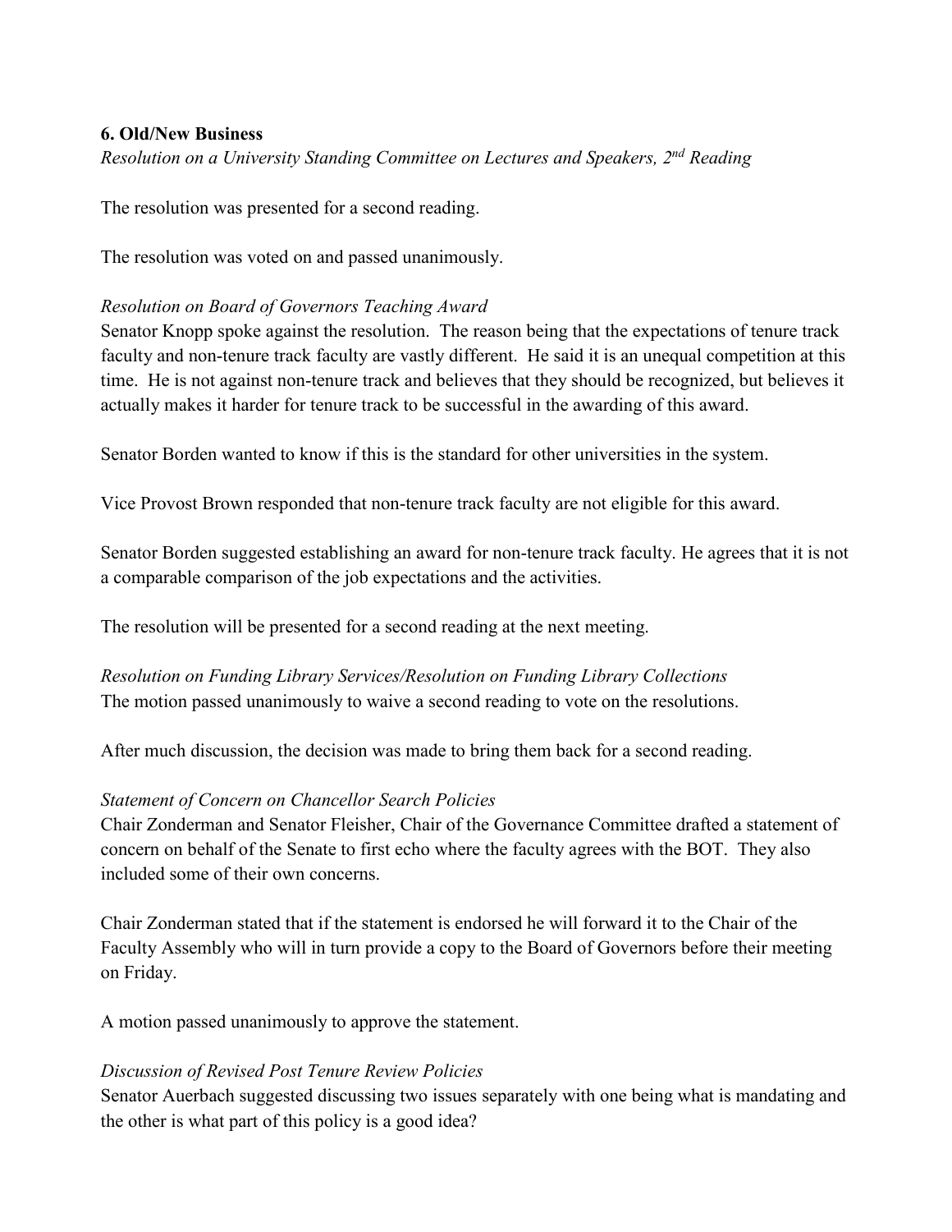**6. Old/New Business**

*Resolution on a University Standing Committee on Lectures and Speakers, 2nd Reading*

The resolution was presented for a second reading.

The resolution was voted on and passed unanimously.

*Resolution on Board of Governors Teaching Award*

Senator Knopp spoke against the resolution. The reason being that the expectations of tenure track faculty and non-tenure track faculty are vastly different. He said it is an unequal competition at this time. He is not against non-tenure track and believes that they should be recognized, but believes it actually makes it harder for tenure track to be successful in the awarding of this award.

Senator Borden wanted to know if this is the standard for other universities in the system.

Vice Provost Brown responded that non-tenure track faculty are not eligible for this award.

Senator Borden suggested establishing an award for non-tenure track faculty. He agrees that it is not a comparable comparison of the job expectations and the activities.

The resolution will be presented for a second reading at the next meeting.

*Resolution on Funding Library Services/Resolution on Funding Library Collections*

The motion passed unanimously to waive a second reading to vote on the resolutions.

After much discussion, the decision was made to bring them back for a second reading.

*Statement of Concern on Chancellor Search Policies*

Chair Zonderman and Senator Fleisher, Chair of the Governance Committee drafted a statement of concern on behalf of the Senate to first echo where the faculty agrees with the BOT. They also included some of their own concerns.

Chair Zonderman stated that if the statement is endorsed he will forward it to the Chair of the Faculty Assembly who will in turn provide a copy to the Board of Governors before their meeting on Friday.

A motion passed unanimously to approve the statement.

*Discussion of Revised Post Tenure Review Policies*

Senator Auerbach suggested discussing two issues separately with one being what is mandating and the other is what part of this policy is a good idea?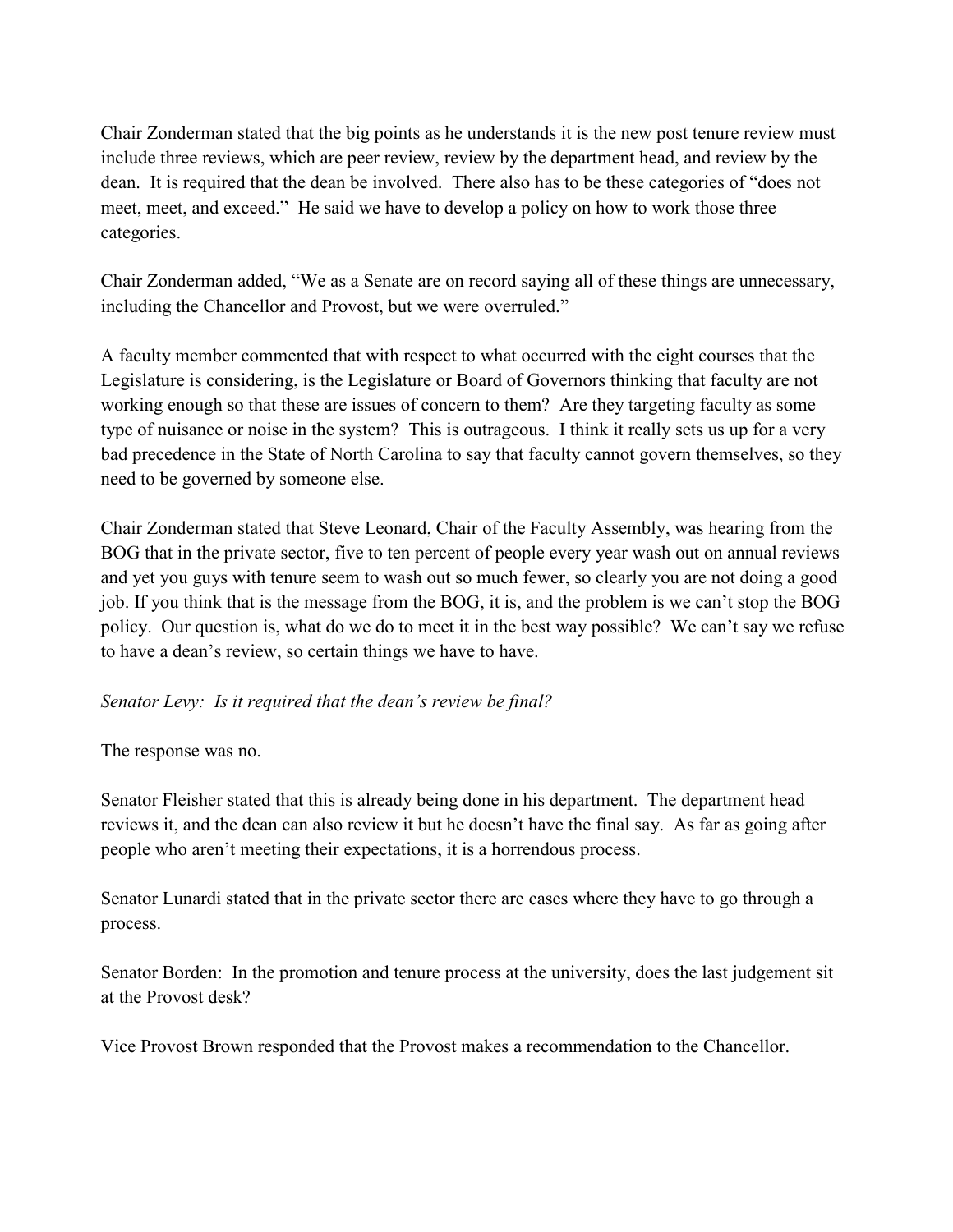Chair Zonderman stated that the big points as he understands it is the new post tenure review must include three reviews, which are peer review, review by the department head, and review by the dean. It is required that the dean be involved. There also has to be these categories of "does not meet, meet, and exceed." He said we have to develop a policy on how to work those three categories.

Chair Zonderman added, "We as a Senate are on record saying all of these things are unnecessary, including the Chancellor and Provost, but we were overruled."

A faculty member commented that with respect to what occurred with the eight courses that the Legislature is considering, is the Legislature or Board of Governors thinking that faculty are not working enough so that these are issues of concern to them? Are they targeting faculty as some type of nuisance or noise in the system? This is outrageous. I think it really sets us up for a very bad precedence in the State of North Carolina to say that faculty cannot govern themselves, so they need to be governed by someone else.

Chair Zonderman stated that Steve Leonard, Chair of the Faculty Assembly, was hearing from the BOG that in the private sector, five to ten percent of people every year wash out on annual reviews and yet you guys with tenure seem to wash out so much fewer, so clearly you are not doing a good job. If you think that is the message from the BOG, it is, and the problem is we can't stop the BOG policy. Our question is, what do we do to meet it in the best way possible? We can't say we refuse to have a dean's review, so certain things we have to have.

*Senator Levy: Is it required that the dean's review be final?*

The response was no.

Senator Fleisher stated that this is already being done in his department. The department head reviews it, and the dean can also review it but he doesn't have the final say. As far as going after people who aren't meeting their expectations, it is a horrendous process.

Senator Lunardi stated that in the private sector there are cases where they have to go through a process.

Senator Borden: In the promotion and tenure process at the university, does the last judgement sit at the Provost desk?

Vice Provost Brown responded that the Provost makes a recommendation to the Chancellor.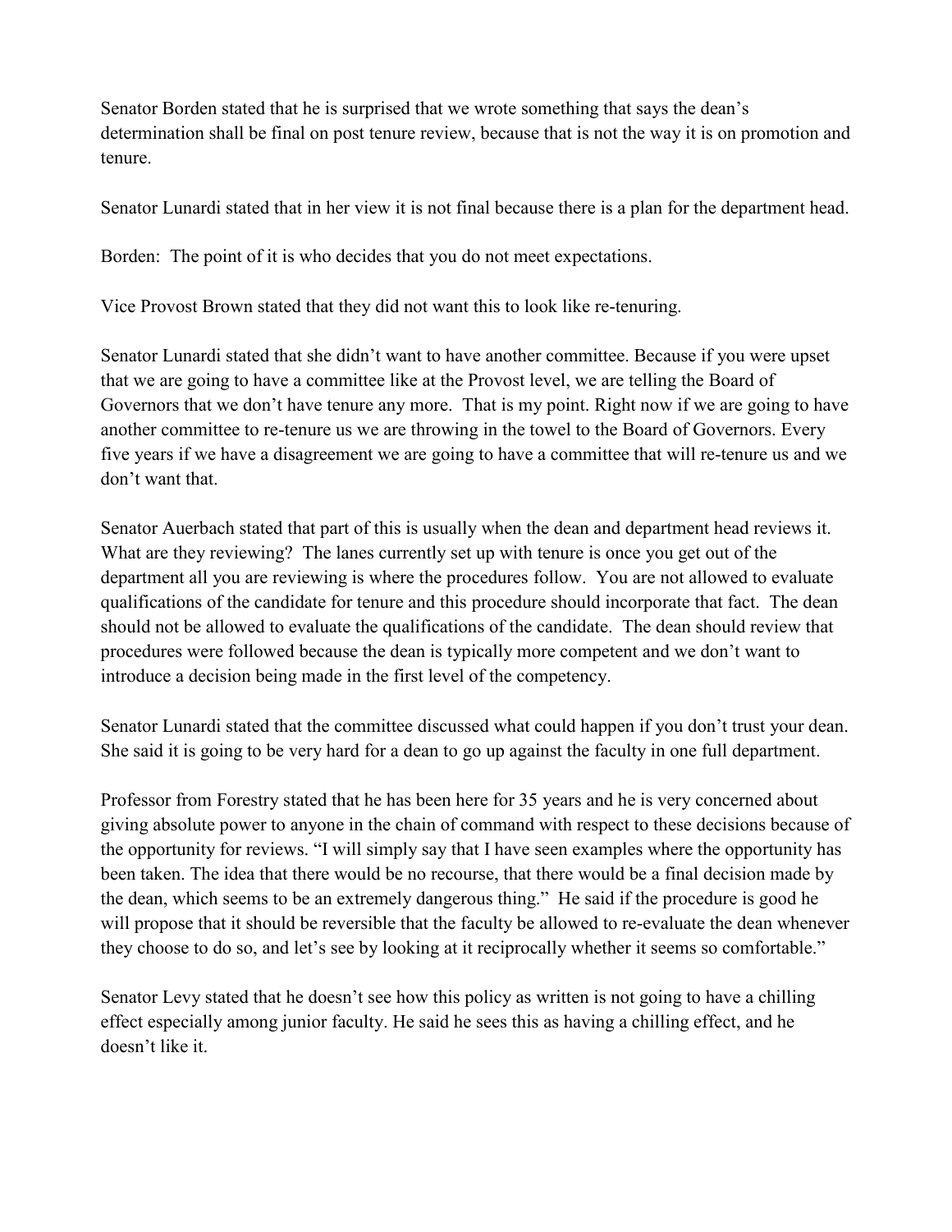Senator Borden stated that he is surprised that we wrote something that says the dean's determination shall be final on post tenure review, because that is not the way it is on promotion and tenure.

Senator Lunardi stated that in her view it is not final because there is a plan for the department head.

Borden: The point of it is who decides that you do not meet expectations.

Vice Provost Brown stated that they did not want this to look like re-tenuring.

Senator Lunardi stated that she didn't want to have another committee. Because if you were upset that we are going to have a committee like at the Provost level, we are telling the Board of Governors that we don't have tenure any more. That is my point. Right now if we are going to have another committee to re-tenure us we are throwing in the towel to the Board of Governors. Every five years if we have a disagreement we are going to have a committee that will re-tenure us and we don't want that.

Senator Auerbach stated that part of this is usually when the dean and department head reviews it. What are they reviewing? The lanes currently set up with tenure is once you get out of the department all you are reviewing is where the procedures follow. You are not allowed to evaluate qualifications of the candidate for tenure and this procedure should incorporate that fact. The dean should not be allowed to evaluate the qualifications of the candidate. The dean should review that procedures were followed because the dean is typically more competent and we don't want to introduce a decision being made in the first level of the competency.

Senator Lunardi stated that the committee discussed what could happen if you don't trust your dean. She said it is going to be very hard for a dean to go up against the faculty in one full department.

Professor from Forestry stated that he has been here for 35 years and he is very concerned about giving absolute power to anyone in the chain of command with respect to these decisions because of the opportunity for reviews. "I will simply say that I have seen examples where the opportunity has been taken. The idea that there would be no recourse, that there would be a final decision made by the dean, which seems to be an extremely dangerous thing." He said if the procedure is good he will propose that it should be reversible that the faculty be allowed to re-evaluate the dean whenever they choose to do so, and let's see by looking at it reciprocally whether it seems so comfortable."

Senator Levy stated that he doesn't see how this policy as written is not going to have a chilling effect especially among junior faculty. He said he sees this as having a chilling effect, and he doesn't like it.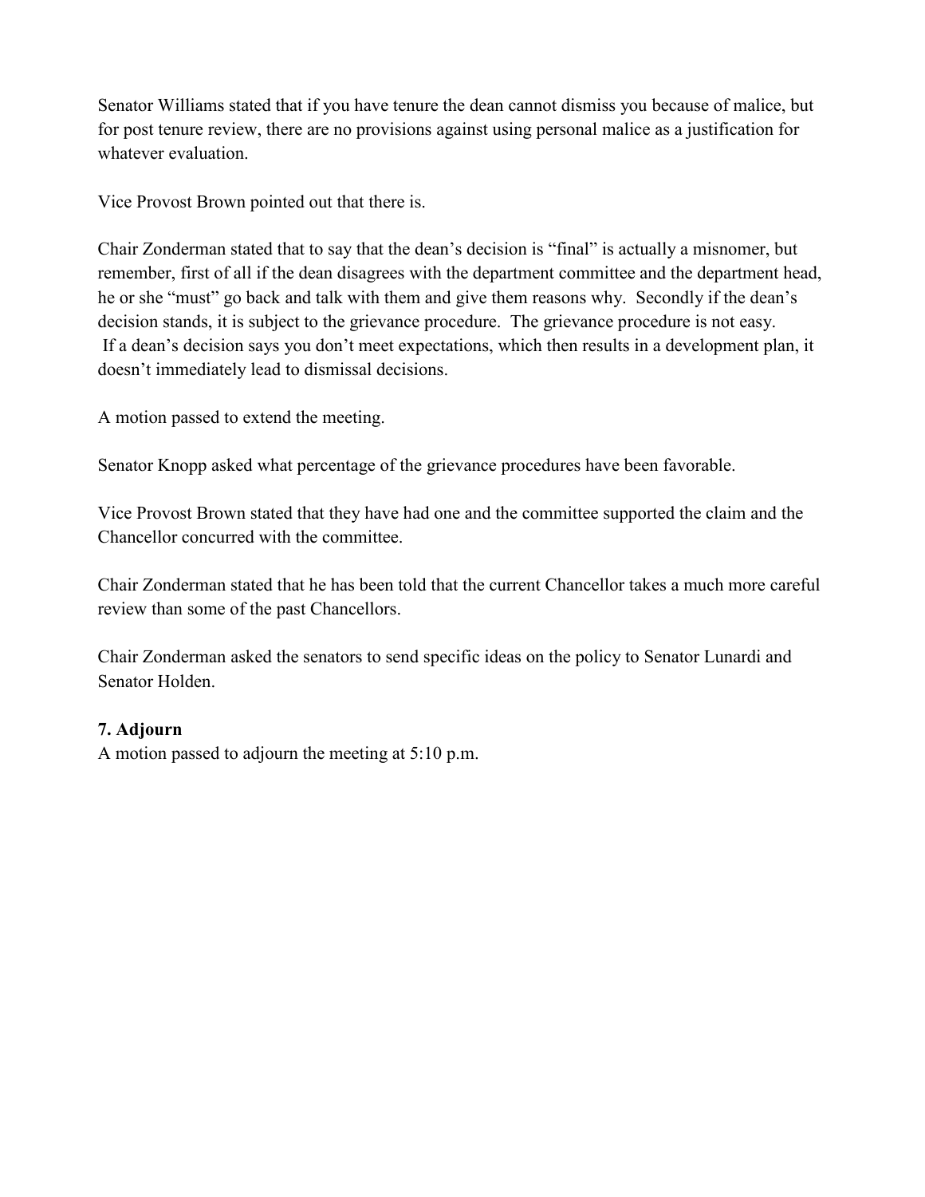Senator Williams stated that if you have tenure the dean cannot dismiss you because of malice, but for post tenure review, there are no provisions against using personal malice as a justification for whatever evaluation.

Vice Provost Brown pointed out that there is.

Chair Zonderman stated that to say that the dean's decision is "final" is actually a misnomer, but remember, first of all if the dean disagrees with the department committee and the department head, he or she "must" go back and talk with them and give them reasons why. Secondly if the dean's decision stands, it is subject to the grievance procedure. The grievance procedure is not easy. If a dean's decision says you don't meet expectations, which then results in a development plan, it doesn't immediately lead to dismissal decisions.

A motion passed to extend the meeting.

Senator Knopp asked what percentage of the grievance procedures have been favorable.

Vice Provost Brown stated that they have had one and the committee supported the claim and the Chancellor concurred with the committee.

Chair Zonderman stated that he has been told that the current Chancellor takes a much more careful review than some of the past Chancellors.

Chair Zonderman asked the senators to send specific ideas on the policy to Senator Lunardi and Senator Holden.

**7. Adjourn**

A motion passed to adjourn the meeting at 5:10 p.m.